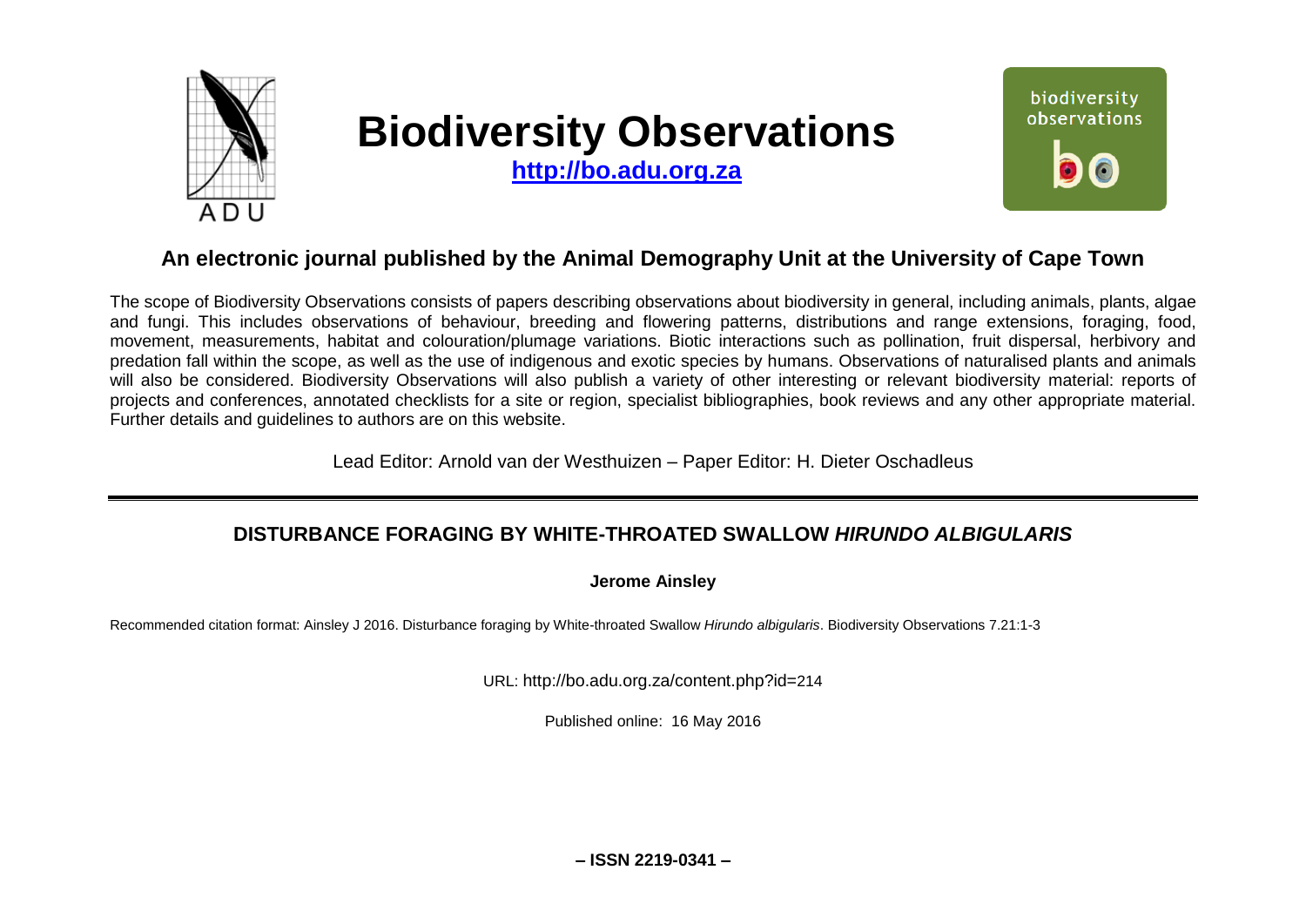# Biodiversity Observations

**http://bo.adu.org.za**

## An electronic journal published by the Animal Demography Unit at the University of Cape Town

The scope of Biodiversity Observations consists of papers describing observations about biodiversity in general, including animals, plants, algae and fungi. This includes observations of behaviour, breeding and flowering patterns, distributions and range extensions, foraging, food, movement, measurements, habitat and colouration/plumage variations. Biotic interactions such as pollination, fruit dispersal, herbivory and predation fall within the scope, as well as the use of indigenous and exotic species by humans. Observations of naturalised plants and animals will also be considered. Biodiversity Observations will also publish a variety of other interesting or relevant biodiversity material: reports of projects and conferences, annotated checklists for a site or region, specialist bibliographies, book reviews and any other appropriate material. Further details and guidelines to authors are on this website.

Lead Editor: Arnold van der Westhuizen – Paper Editor: H. Dieter Oschadleus

---

# DISTURBANCE FORAGING BY WHITE-THROATED SWALLOW *HIRUNDO ALBIGULARIS*

**Jerome Ainsley**

Recommended citation format: Ainsley J 2016. Disturbance foraging by White-throated Swallow *Hirundo albigularis*. Biodiversity Observations 7.21:1-3

URL: http://bo.adu.org.za/content.php?id=214

Published online: 16 May 2016

**– ISSN 2219-0341 –**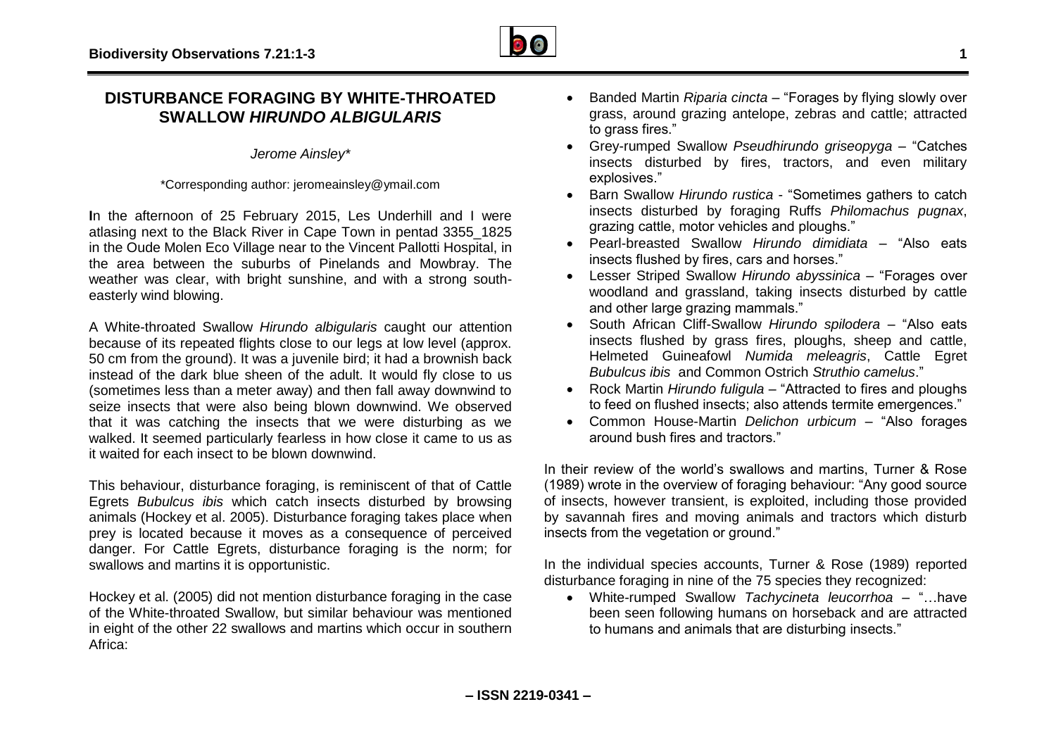# DISTURBANCE FORAGING BY WHITE-THROATED SWALLOW *HIRUNDO ALBIGULARIS*

*Jerome Ainsley**

*Corresponding author: jeromeainsley@ymail.com

**I**n the afternoon of 25 February 2015, Les Underhill and I were atlasing next to the Black River in Cape Town in pentad 3355_1825 in the Oude Molen Eco Village near to the Vincent Pallotti Hospital, in the area between the suburbs of Pinelands and Mowbray. The weather was clear, with bright sunshine, and with a strong south-easterly wind blowing.

A White-throated Swallow *Hirundo albigularis* caught our attention because of its repeated flights close to our legs at low level (approx. 50 cm from the ground). It was a juvenile bird; it had a brownish back instead of the dark blue sheen of the adult. It would fly close to us (sometimes less than a meter away) and then fall away downwind to seize insects that were also being blown downwind. We observed that it was catching the insects that we were disturbing as we walked. It seemed particularly fearless in how close it came to us as it waited for each insect to be blown downwind.

This behaviour, disturbance foraging, is reminiscent of that of Cattle Egrets *Bubulcus ibis* which catch insects disturbed by browsing animals (Hockey et al. 2005). Disturbance foraging takes place when prey is located because it moves as a consequence of perceived danger. For Cattle Egrets, disturbance foraging is the norm; for swallows and martins it is opportunistic.

Hockey et al. (2005) did not mention disturbance foraging in the case of the White-throated Swallow, but similar behaviour was mentioned in eight of the other 22 swallows and martins which occur in southern Africa:

- Banded Martin *Riparia cincta* – "Forages by flying slowly over grass, around grazing antelope, zebras and cattle; attracted to grass fires."
- Grey-rumped Swallow *Pseudhirundo griseopyga* – "Catches insects disturbed by fires, tractors, and even military explosives."
- Barn Swallow *Hirundo rustica* - "Sometimes gathers to catch insects disturbed by foraging Ruffs *Philomachus pugnax*, grazing cattle, motor vehicles and ploughs."
- Pearl-breasted Swallow *Hirundo dimidiata* – "Also eats insects flushed by fires, cars and horses."
- Lesser Striped Swallow *Hirundo abyssinica* – "Forages over woodland and grassland, taking insects disturbed by cattle and other large grazing mammals."
- South African Cliff-Swallow *Hirundo spilodera* – "Also eats insects flushed by grass fires, ploughs, sheep and cattle, Helmeted Guineafowl *Numida meleagris*, Cattle Egret *Bubulcus ibis* and Common Ostrich *Struthio camelus*."
- Rock Martin *Hirundo fuligula* – "Attracted to fires and ploughs to feed on flushed insects; also attends termite emergences."
- Common House-Martin *Delichon urbicum* – "Also forages around bush fires and tractors."

In their review of the world's swallows and martins, Turner & Rose (1989) wrote in the overview of foraging behaviour: "Any good source of insects, however transient, is exploited, including those provided by savannah fires and moving animals and tractors which disturb insects from the vegetation or ground."

In the individual species accounts, Turner & Rose (1989) reported disturbance foraging in nine of the 75 species they recognized:

- White-rumped Swallow *Tachycineta leucorrhoa* – "…have been seen following humans on horseback and are attracted to humans and animals that are disturbing insects."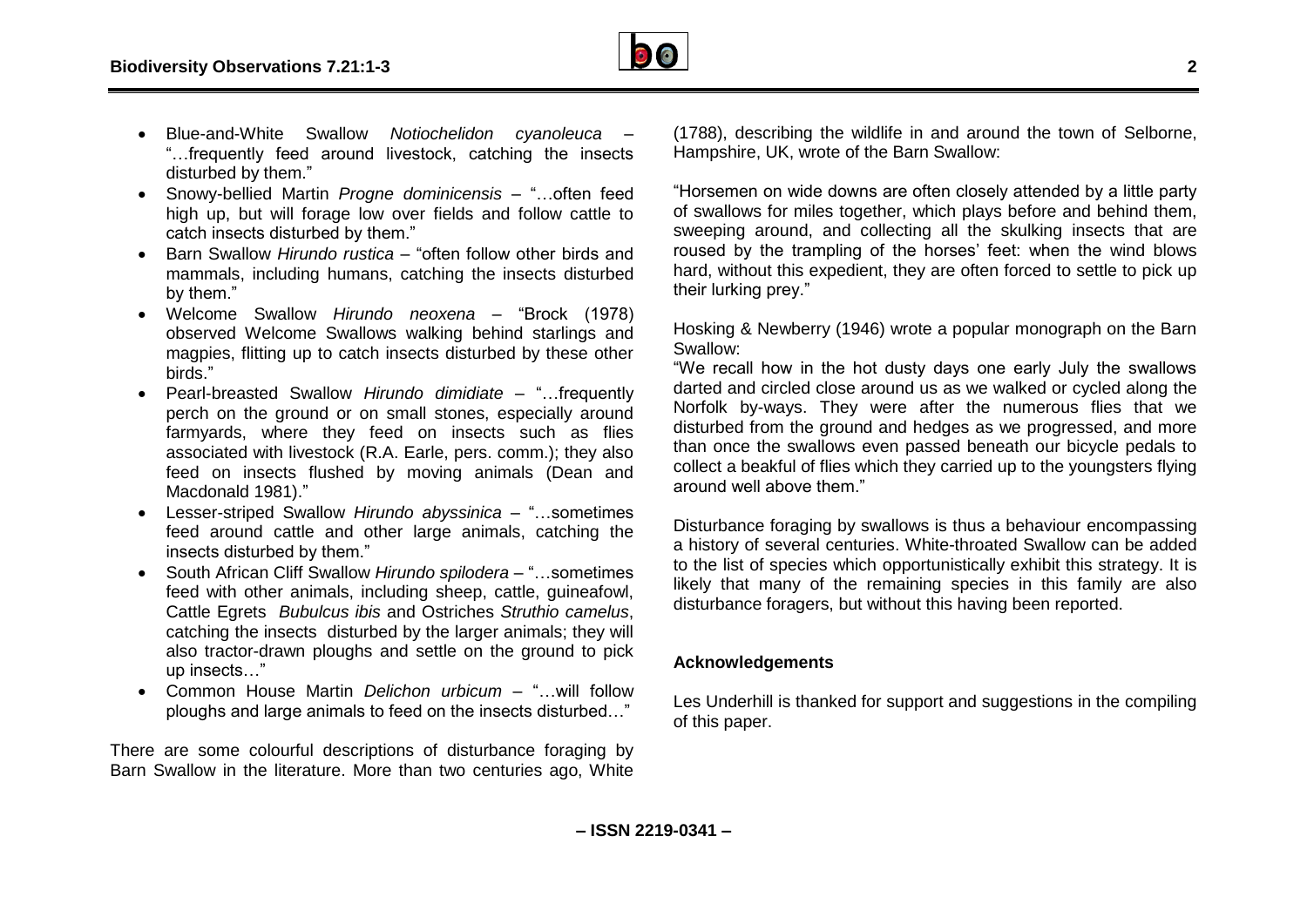- Blue-and-White Swallow *Notiochelidon cyanoleuca* – "…frequently feed around livestock, catching the insects disturbed by them."
- Snowy-bellied Martin *Progne dominicensis* – "…often feed high up, but will forage low over fields and follow cattle to catch insects disturbed by them."
- Barn Swallow *Hirundo rustica* – "often follow other birds and mammals, including humans, catching the insects disturbed by them."
- Welcome Swallow *Hirundo neoxena* – "Brock (1978) observed Welcome Swallows walking behind starlings and magpies, flitting up to catch insects disturbed by these other birds."
- Pearl-breasted Swallow *Hirundo dimidiate* – "…frequently perch on the ground or on small stones, especially around farmyards, where they feed on insects such as flies associated with livestock (R.A. Earle, pers. comm.); they also feed on insects flushed by moving animals (Dean and Macdonald 1981)."
- Lesser-striped Swallow *Hirundo abyssinica* – "…sometimes feed around cattle and other large animals, catching the insects disturbed by them."
- South African Cliff Swallow *Hirundo spilodera* – "…sometimes feed with other animals, including sheep, cattle, guineafowl, Cattle Egrets *Bubulcus ibis* and Ostriches *Struthio camelus*, catching the insects disturbed by the larger animals; they will also tractor-drawn ploughs and settle on the ground to pick up insects…"
- Common House Martin *Delichon urbicum* – "…will follow ploughs and large animals to feed on the insects disturbed…"

There are some colourful descriptions of disturbance foraging by Barn Swallow in the literature. More than two centuries ago, White (1788), describing the wildlife in and around the town of Selborne, Hampshire, UK, wrote of the Barn Swallow:

"Horsemen on wide downs are often closely attended by a little party of swallows for miles together, which plays before and behind them, sweeping around, and collecting all the skulking insects that are roused by the trampling of the horses' feet: when the wind blows hard, without this expedient, they are often forced to settle to pick up their lurking prey."

Hosking & Newberry (1946) wrote a popular monograph on the Barn Swallow:

"We recall how in the hot dusty days one early July the swallows darted and circled close around us as we walked or cycled along the Norfolk by-ways. They were after the numerous flies that we disturbed from the ground and hedges as we progressed, and more than once the swallows even passed beneath our bicycle pedals to collect a beakful of flies which they carried up to the youngsters flying around well above them."

Disturbance foraging by swallows is thus a behaviour encompassing a history of several centuries. White-throated Swallow can be added to the list of species which opportunistically exhibit this strategy. It is likely that many of the remaining species in this family are also disturbance foragers, but without this having been reported.

## Acknowledgements

Les Underhill is thanked for support and suggestions in the compiling of this paper.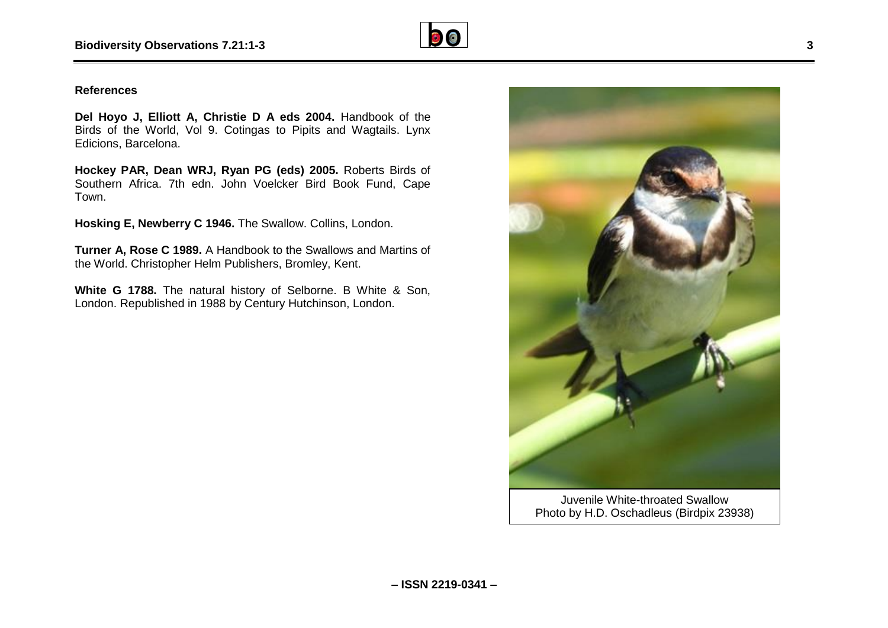## References

**Del Hoyo J, Elliott A, Christie D A eds 2004.** Handbook of the Birds of the World, Vol 9. Cotingas to Pipits and Wagtails. Lynx Edicions, Barcelona.

**Hockey PAR, Dean WRJ, Ryan PG (eds) 2005.** Roberts Birds of Southern Africa. 7th edn. John Voelcker Bird Book Fund, Cape Town.

**Hosking E, Newberry C 1946.** The Swallow. Collins, London.

**Turner A, Rose C 1989.** A Handbook to the Swallows and Martins of the World. Christopher Helm Publishers, Bromley, Kent.

**White G 1788.** The natural history of Selborne. B White & Son, London. Republished in 1988 by Century Hutchinson, London.

Juvenile White-throated Swallow
Photo by H.D. Oschadleus (Birdpix 23938)

– ISSN 2219-0341 –